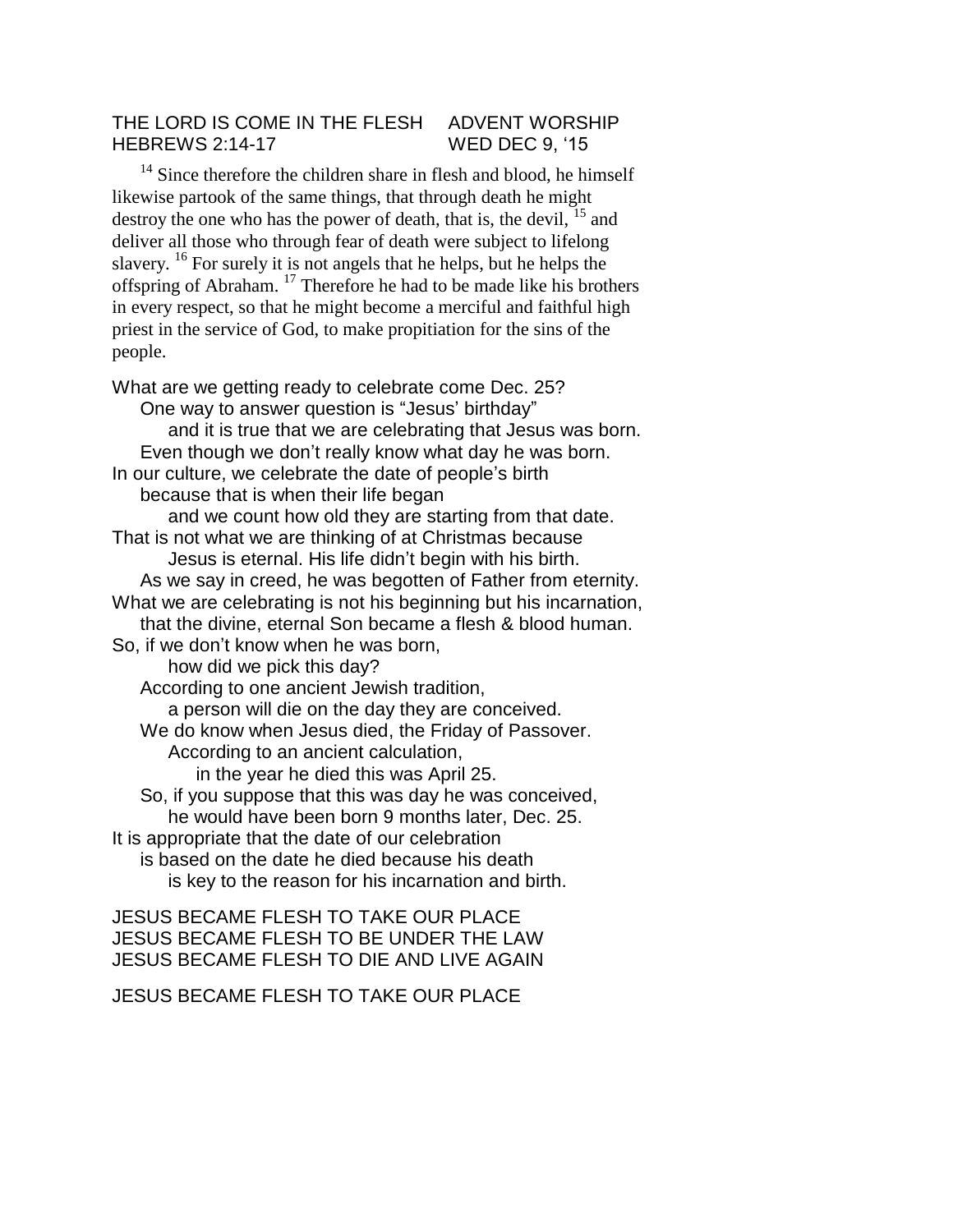THE LORD IS COME IN THE FLESH ADVENT WORSHIP
HEBREWS 2:14-17 WED DEC 9, '15

[14] Since therefore the children share in flesh and blood, he himself likewise partook of the same things, that through death he might destroy the one who has the power of death, that is, the devil, [15] and deliver all those who through fear of death were subject to lifelong slavery. [16] For surely it is not angels that he helps, but he helps the offspring of Abraham. [17] Therefore he had to be made like his brothers in every respect, so that he might become a merciful and faithful high priest in the service of God, to make propitiation for the sins of the people.

What are we getting ready to celebrate come Dec. 25?
One way to answer question is "Jesus' birthday"
and it is true that we are celebrating that Jesus was born.
Even though we don't really know what day he was born.
In our culture, we celebrate the date of people's birth
because that is when their life began
and we count how old they are starting from that date.
That is not what we are thinking of at Christmas because
Jesus is eternal. His life didn't begin with his birth.
As we say in creed, he was begotten of Father from eternity.
What we are celebrating is not his beginning but his incarnation,
that the divine, eternal Son became a flesh & blood human.
So, if we don't know when he was born,
how did we pick this day?
According to one ancient Jewish tradition,
a person will die on the day they are conceived.
We do know when Jesus died, the Friday of Passover.
According to an ancient calculation,
in the year he died this was April 25.
So, if you suppose that this was day he was conceived,
he would have been born 9 months later, Dec. 25.
It is appropriate that the date of our celebration
is based on the date he died because his death
is key to the reason for his incarnation and birth.

JESUS BECAME FLESH TO TAKE OUR PLACE
JESUS BECAME FLESH TO BE UNDER THE LAW
JESUS BECAME FLESH TO DIE AND LIVE AGAIN

JESUS BECAME FLESH TO TAKE OUR PLACE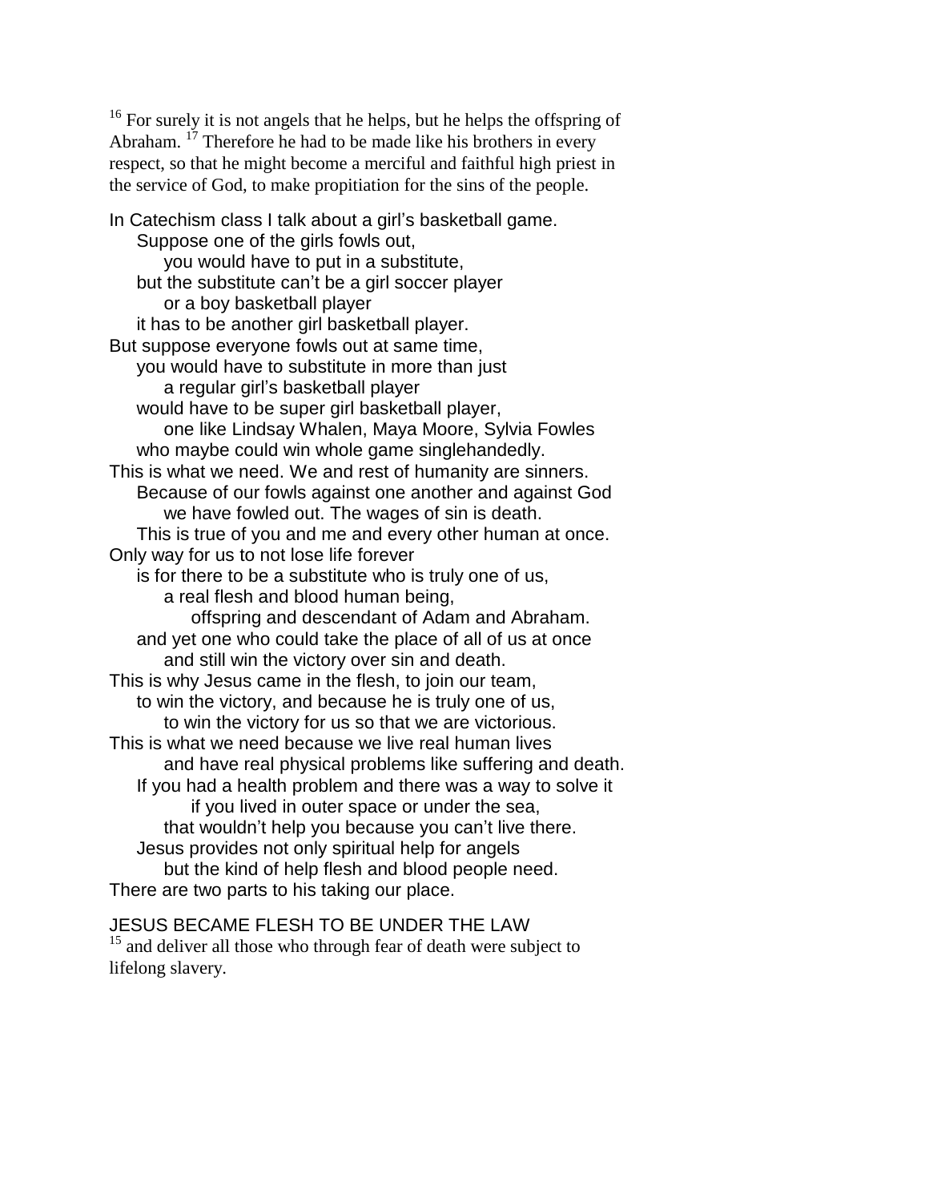[16] For surely it is not angels that he helps, but he helps the offspring of Abraham. [17] Therefore he had to be made like his brothers in every respect, so that he might become a merciful and faithful high priest in the service of God, to make propitiation for the sins of the people.

In Catechism class I talk about a girl's basketball game.
Suppose one of the girls fowls out,
you would have to put in a substitute,
but the substitute can't be a girl soccer player
or a boy basketball player
it has to be another girl basketball player.
But suppose everyone fowls out at same time,
you would have to substitute in more than just
a regular girl's basketball player
would have to be super girl basketball player,
one like Lindsay Whalen, Maya Moore, Sylvia Fowles
who maybe could win whole game singlehandedly.
This is what we need. We and rest of humanity are sinners.
Because of our fowls against one another and against God
we have fowled out. The wages of sin is death.
This is true of you and me and every other human at once.
Only way for us to not lose life forever
is for there to be a substitute who is truly one of us,
a real flesh and blood human being,
offspring and descendant of Adam and Abraham.
and yet one who could take the place of all of us at once
and still win the victory over sin and death.
This is why Jesus came in the flesh, to join our team,
to win the victory, and because he is truly one of us,
to win the victory for us so that we are victorious.
This is what we need because we live real human lives
and have real physical problems like suffering and death.
If you had a health problem and there was a way to solve it
if you lived in outer space or under the sea,
that wouldn't help you because you can't live there.
Jesus provides not only spiritual help for angels
but the kind of help flesh and blood people need.
There are two parts to his taking our place.

JESUS BECAME FLESH TO BE UNDER THE LAW

[15] and deliver all those who through fear of death were subject to lifelong slavery.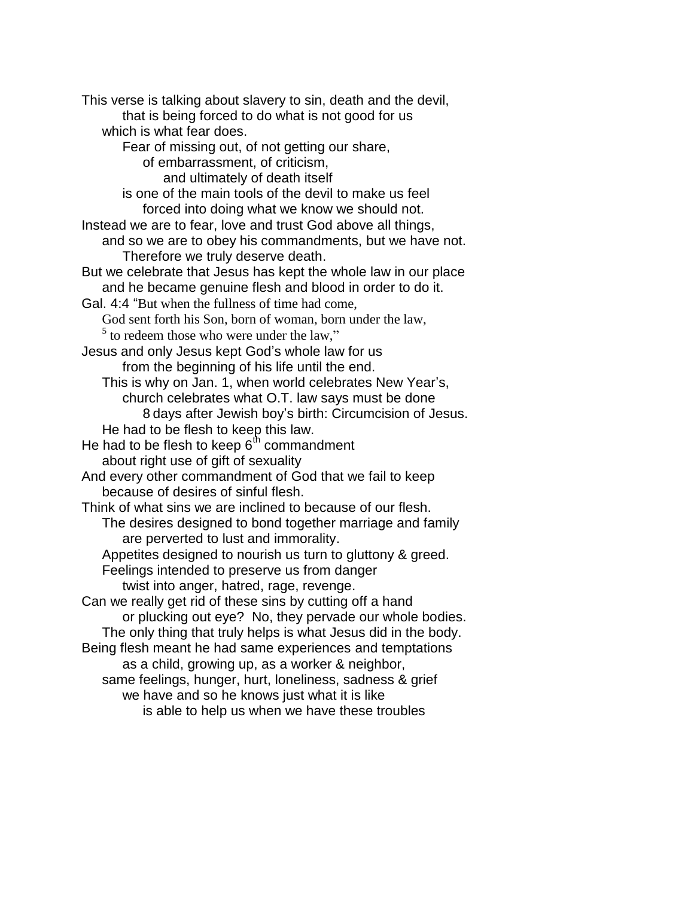This verse is talking about slavery to sin, death and the devil,
that is being forced to do what is not good for us
which is what fear does.
Fear of missing out, of not getting our share,
of embarrassment, of criticism,
and ultimately of death itself
is one of the main tools of the devil to make us feel
forced into doing what we know we should not.
Instead we are to fear, love and trust God above all things,
and so we are to obey his commandments, but we have not.
Therefore we truly deserve death.
But we celebrate that Jesus has kept the whole law in our place
and he became genuine flesh and blood in order to do it.
Gal. 4:4 "But when the fullness of time had come,
God sent forth his Son, born of woman, born under the law,
[5] to redeem those who were under the law,"
Jesus and only Jesus kept God's whole law for us
from the beginning of his life until the end.
This is why on Jan. 1, when world celebrates New Year's,
church celebrates what O.T. law says must be done
8 days after Jewish boy's birth: Circumcision of Jesus.
He had to be flesh to keep this law.
He had to be flesh to keep 6th commandment
about right use of gift of sexuality
And every other commandment of God that we fail to keep
because of desires of sinful flesh.
Think of what sins we are inclined to because of our flesh.
The desires designed to bond together marriage and family
are perverted to lust and immorality.
Appetites designed to nourish us turn to gluttony & greed.
Feelings intended to preserve us from danger
twist into anger, hatred, rage, revenge.
Can we really get rid of these sins by cutting off a hand
or plucking out eye? No, they pervade our whole bodies.
The only thing that truly helps is what Jesus did in the body.
Being flesh meant he had same experiences and temptations
as a child, growing up, as a worker & neighbor,
same feelings, hunger, hurt, loneliness, sadness & grief
we have and so he knows just what it is like
is able to help us when we have these troubles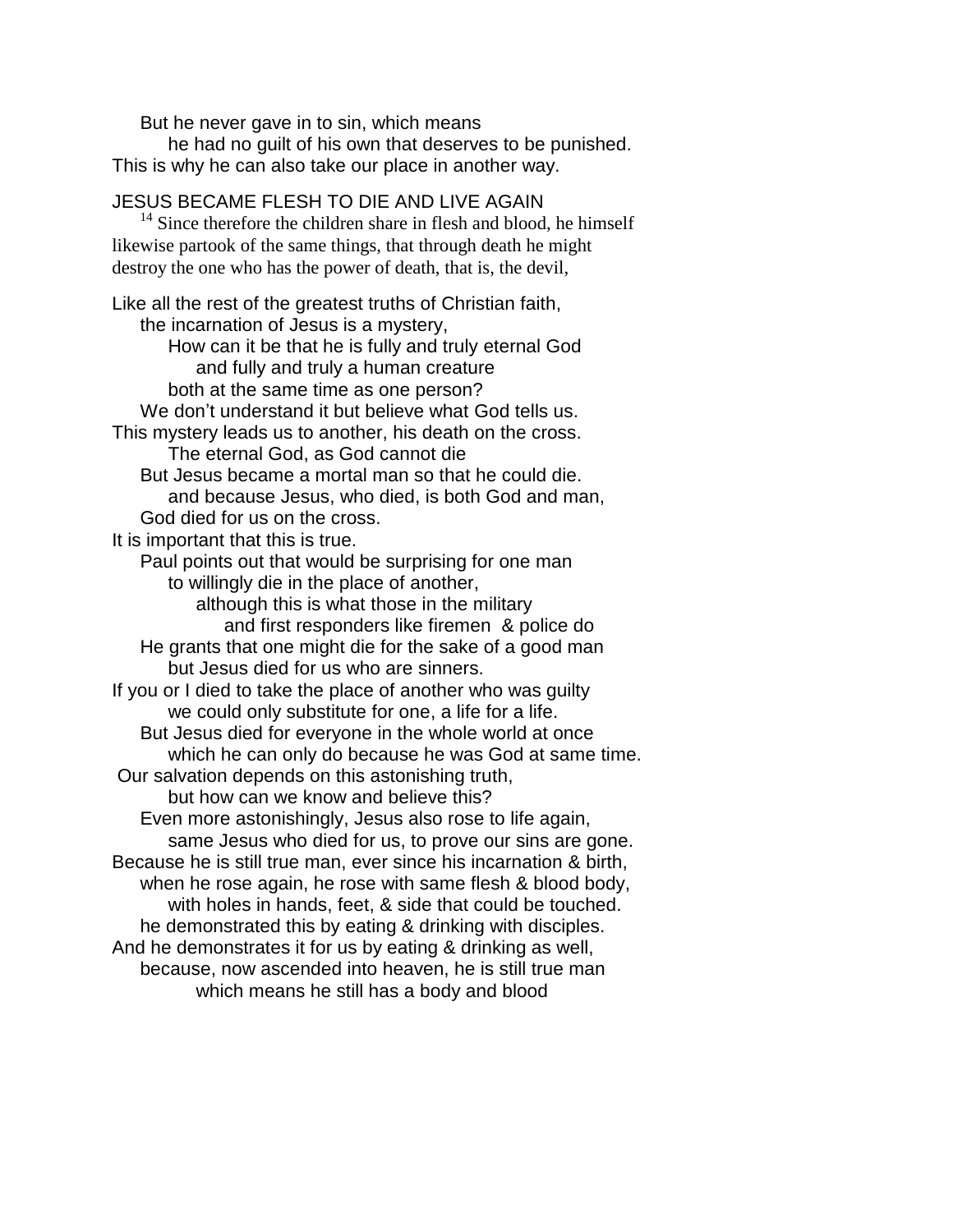But he never gave in to sin, which means

he had no guilt of his own that deserves to be punished.

This is why he can also take our place in another way.

JESUS BECAME FLESH TO DIE AND LIVE AGAIN

[14] Since therefore the children share in flesh and blood, he himself likewise partook of the same things, that through death he might destroy the one who has the power of death, that is, the devil,

Like all the rest of the greatest truths of Christian faith,
the incarnation of Jesus is a mystery,
How can it be that he is fully and truly eternal God
and fully and truly a human creature
both at the same time as one person?
We don't understand it but believe what God tells us.
This mystery leads us to another, his death on the cross.
The eternal God, as God cannot die
But Jesus became a mortal man so that he could die.
and because Jesus, who died, is both God and man,
God died for us on the cross.
It is important that this is true.
Paul points out that would be surprising for one man
to willingly die in the place of another,
although this is what those in the military
and first responders like firemen & police do
He grants that one might die for the sake of a good man
but Jesus died for us who are sinners.
If you or I died to take the place of another who was guilty
we could only substitute for one, a life for a life.
But Jesus died for everyone in the whole world at once
which he can only do because he was God at same time.
Our salvation depends on this astonishing truth,
but how can we know and believe this?
Even more astonishingly, Jesus also rose to life again,
same Jesus who died for us, to prove our sins are gone.
Because he is still true man, ever since his incarnation & birth,
when he rose again, he rose with same flesh & blood body,
with holes in hands, feet, & side that could be touched.
he demonstrated this by eating & drinking with disciples.
And he demonstrates it for us by eating & drinking as well,
because, now ascended into heaven, he is still true man
which means he still has a body and blood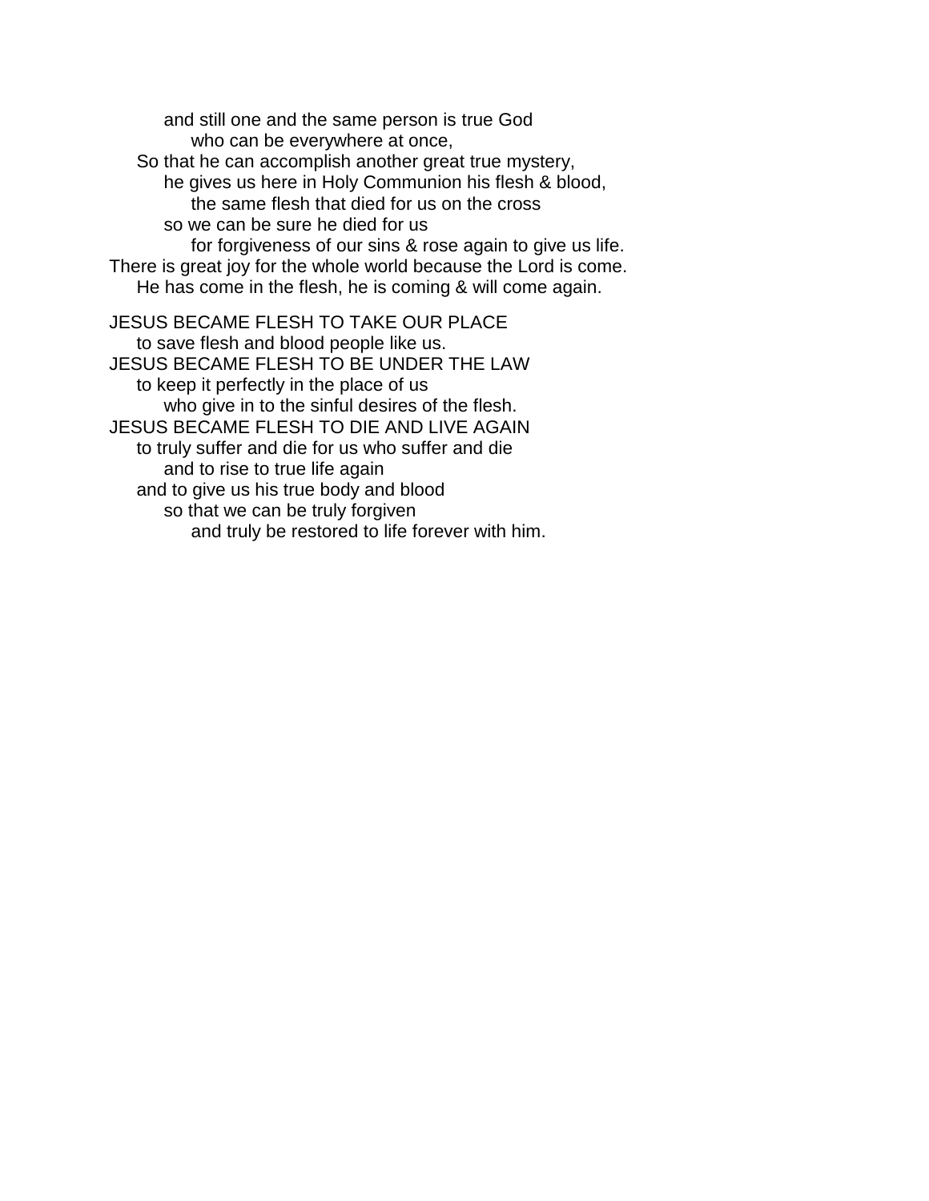and still one and the same person is true God
who can be everywhere at once,
So that he can accomplish another great true mystery,
he gives us here in Holy Communion his flesh & blood,
the same flesh that died for us on the cross
so we can be sure he died for us
for forgiveness of our sins & rose again to give us life.
There is great joy for the whole world because the Lord is come.
He has come in the flesh, he is coming & will come again.

JESUS BECAME FLESH TO TAKE OUR PLACE
to save flesh and blood people like us.
JESUS BECAME FLESH TO BE UNDER THE LAW
to keep it perfectly in the place of us
who give in to the sinful desires of the flesh.
JESUS BECAME FLESH TO DIE AND LIVE AGAIN
to truly suffer and die for us who suffer and die
and to rise to true life again
and to give us his true body and blood
so that we can be truly forgiven
and truly be restored to life forever with him.